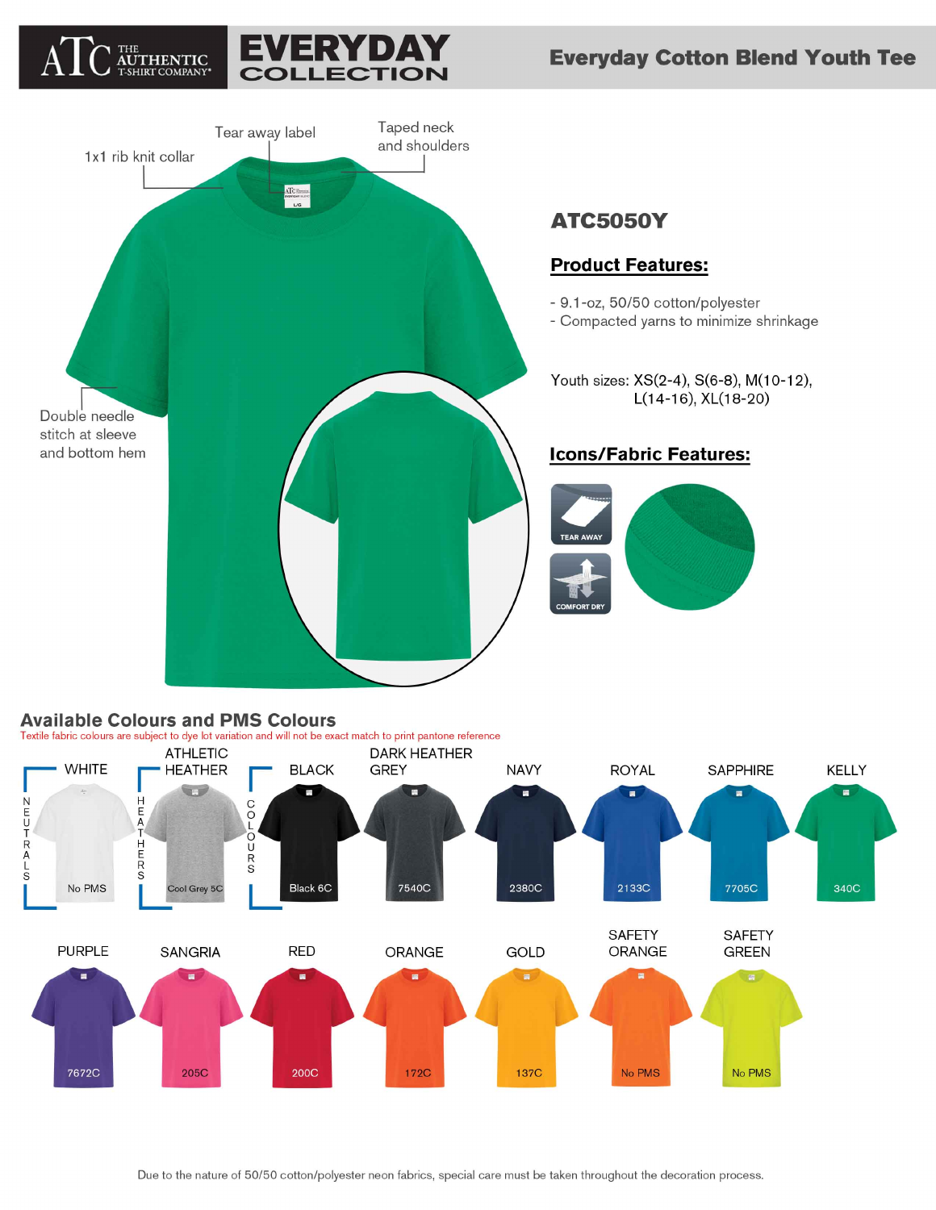# ATC THE AUTHENTIC T-SHIRT COMPANY® — EVERYDAY COLLECTION

## Everyday Cotton Blend Youth Tee

1x1 rib knit collar

Tear away label

Taped neck and shoulders

Double needle stitch at sleeve and bottom hem

## ATC5050Y

### Product Features:

- 9.1-oz, 50/50 cotton/polyester
- Compacted yarns to minimize shrinkage

Youth sizes: XS(2-4), S(6-8), M(10-12), L(14-16), XL(18-20)

### Icons/Fabric Features:

TEAR AWAY

COMFORT DRY

## Available Colours and PMS Colours

Textile fabric colours are subject to dye lot variation and will not be exact match to print pantone reference

**NEUTRALS**

| Colour | PMS |
|---|---|
| WHITE | No PMS |

**HEATHERS**

| Colour | PMS |
|---|---|
| ATHLETIC HEATHER | Cool Grey 5C |

**COLOURS**

| Colour | PMS |
|---|---|
| BLACK | Black 6C |
| DARK HEATHER GREY | 7540C |
| NAVY | 2380C |
| ROYAL | 2133C |
| SAPPHIRE | 7705C |
| KELLY | 340C |
| PURPLE | 7672C |
| SANGRIA | 205C |
| RED | 200C |
| ORANGE | 172C |
| GOLD | 137C |
| SAFETY ORANGE | No PMS |
| SAFETY GREEN | No PMS |

Due to the nature of 50/50 cotton/polyester neon fabrics, special care must be taken throughout the decoration process.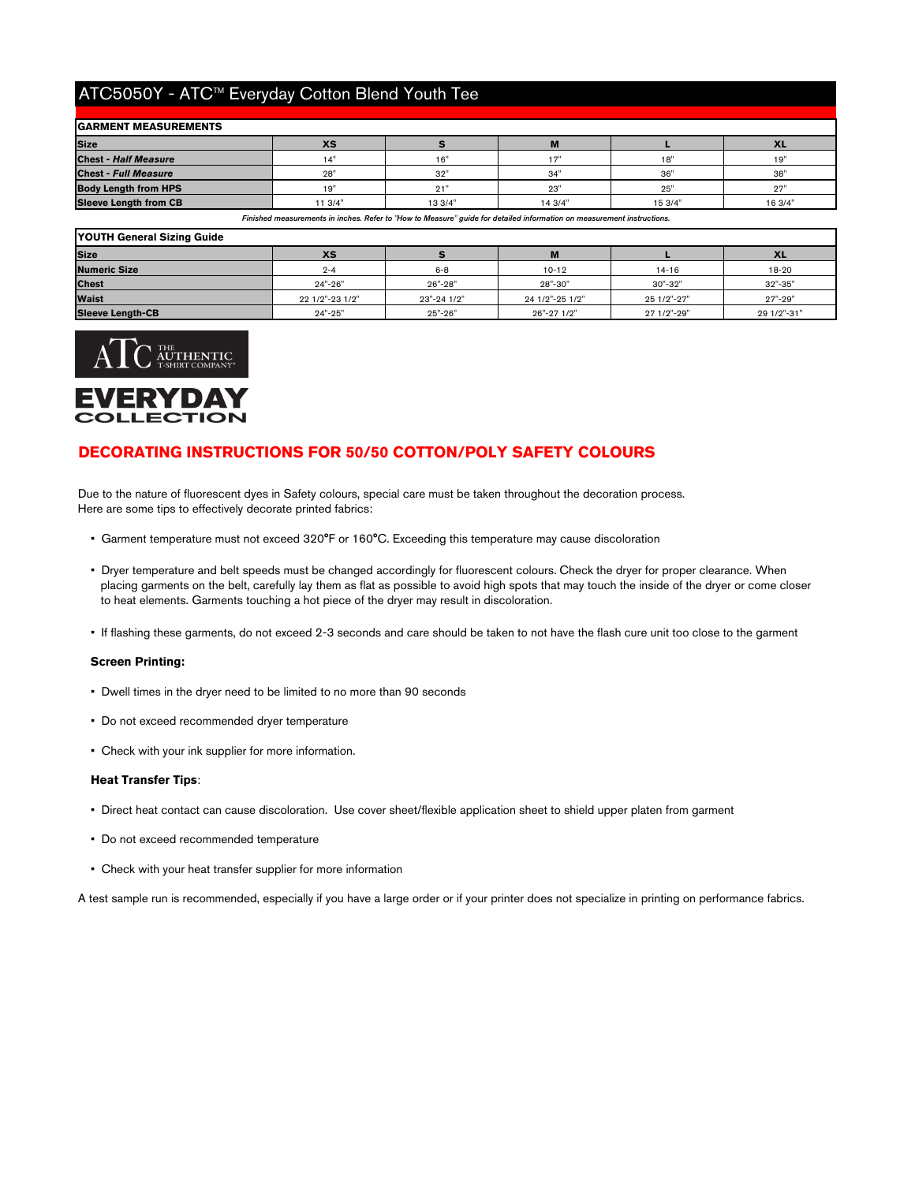# ATC5050Y - ATC™ Everyday Cotton Blend Youth Tee

| GARMENT MEASUREMENTS | | | | | |
|---|---|---|---|---|---|
| **Size** | **XS** | **S** | **M** | **L** | **XL** |
| **Chest - *Half Measure*** | 14" | 16" | 17" | 18" | 19" |
| **Chest - *Full Measure*** | 28" | 32" | 34" | 36" | 38" |
| **Body Length from HPS** | 19" | 21" | 23" | 25" | 27" |
| **Sleeve Length from CB** | 11 3/4" | 13 3/4" | 14 3/4" | 15 3/4" | 16 3/4" |

***Finished measurements in inches. Refer to "How to Measure" guide for detailed information on measurement instructions.***

| YOUTH General Sizing Guide | | | | | |
|---|---|---|---|---|---|
| **Size** | **XS** | **S** | **M** | **L** | **XL** |
| **Numeric Size** | 2-4 | 6-8 | 10-12 | 14-16 | 18-20 |
| **Chest** | 24"-26" | 26"-28" | 28"-30" | 30"-32" | 32"-35" |
| **Waist** | 22 1/2"-23 1/2" | 23"-24 1/2" | 24 1/2"-25 1/2" | 25 1/2"-27" | 27"-29" |
| **Sleeve Length-CB** | 24"-25" | 25"-26" | 26"-27 1/2" | 27 1/2"-29" | 29 1/2"-31" |

ATC THE AUTHENTIC T-SHIRT COMPANY®

EVERYDAY COLLECTION

## DECORATING INSTRUCTIONS FOR 50/50 COTTON/POLY SAFETY COLOURS

Due to the nature of fluorescent dyes in Safety colours, special care must be taken throughout the decoration process.
Here are some tips to effectively decorate printed fabrics:

- Garment temperature must not exceed 320°F or 160°C. Exceeding this temperature may cause discoloration
- Dryer temperature and belt speeds must be changed accordingly for fluorescent colours. Check the dryer for proper clearance. When placing garments on the belt, carefully lay them as flat as possible to avoid high spots that may touch the inside of the dryer or come closer to heat elements. Garments touching a hot piece of the dryer may result in discoloration.
- If flashing these garments, do not exceed 2-3 seconds and care should be taken to not have the flash cure unit too close to the garment

### Screen Printing:

- Dwell times in the dryer need to be limited to no more than 90 seconds
- Do not exceed recommended dryer temperature
- Check with your ink supplier for more information.

### Heat Transfer Tips:

- Direct heat contact can cause discoloration. Use cover sheet/flexible application sheet to shield upper platen from garment
- Do not exceed recommended temperature
- Check with your heat transfer supplier for more information

A test sample run is recommended, especially if you have a large order or if your printer does not specialize in printing on performance fabrics.